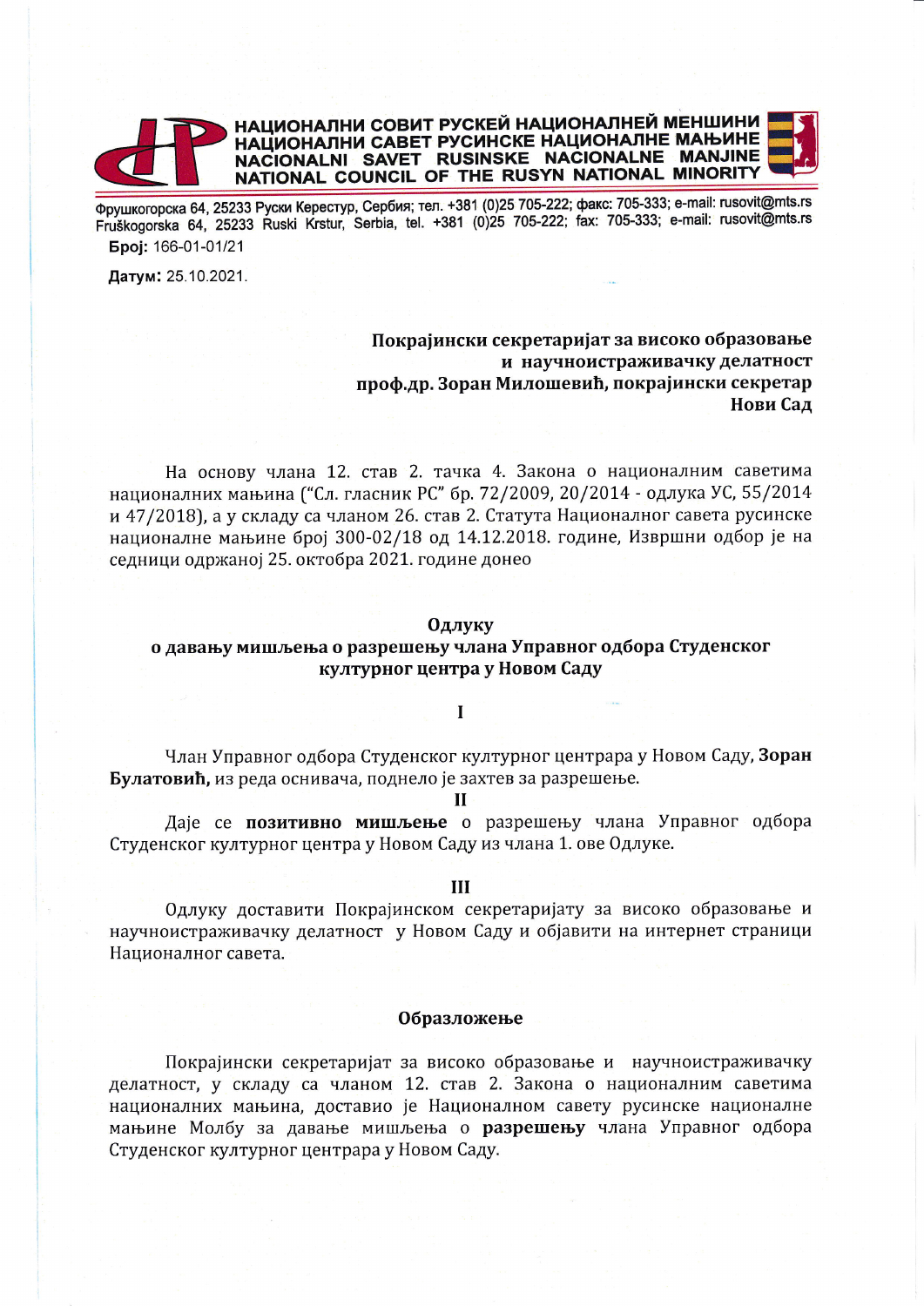**НАЦИОНАЛНИ СОВИТ РУСКЕЙ НАЦИОНАЛНЕЙ МЕНШИНИ**
**НАЦИОНАЛНИ САВЕТ РУСИНСКЕ НАЦИОНАЛНЕ МАЊИНЕ**
**NACIONALNI SAVET RUSINSKE NACIONALNE MANJINE**
**NATIONAL COUNCIL OF THE RUSYN NATIONAL MINORITY**

Фрушкогорска 64, 25233 Руски Керестур, Сербия; тел. +381 (0)25 705-222; факс: 705-333; e-mail: rusovit@mts.rs
Fruškogorska 64, 25233 Ruski Krstur, Serbia, tel. +381 (0)25 705-222; fax: 705-333; e-mail: rusovit@mts.rs

**Број:** 166-01-01/21

**Датум:** 25.10.2021.

**Покрајински секретаријат за високо образовање**
**и научноистраживачку делатност**
**проф.др. Зоран Милошевић, покрајински секретар**
**Нови Сад**

На основу члана 12. став 2. тачка 4. Закона о националним саветима националних мањина ("Сл. гласник РС" бр. 72/2009, 20/2014 - одлука УС, 55/2014 и 47/2018), а у складу са чланом 26. став 2. Статута Националног савета русинске националне мањине број 300-02/18 од 14.12.2018. године, Извршни одбор је на седници одржаној 25. октобра 2021. године донео

## Одлуку
## о давању мишљења о разрешењу члана Управног одбора Студенског културног центра у Новом Саду

**I**

Члан Управног одбора Студенског културног центрара у Новом Саду, **Зоран Булатовић,** из реда оснивача, поднело је захтев за разрешење.

**II**

Даје се **позитивно мишљење** о разрешењу члана Управног одбора Студенског културног центра у Новом Саду из члана 1. ове Одлуке.

**III**

Одлуку доставити Покрајинском секретаријату за високо образовање и научноистраживачку делатност у Новом Саду и објавити на интернет страници Националног савета.

### Образложење

Покрајински секретаријат за високо образовање и научноистраживачку делатност, у складу са чланом 12. став 2. Закона о националним саветима националних мањина, доставио је Националном савету русинске националне мањине Молбу за давање мишљења о **разрешењу** члана Управног одбора Студенског културног центрара у Новом Саду.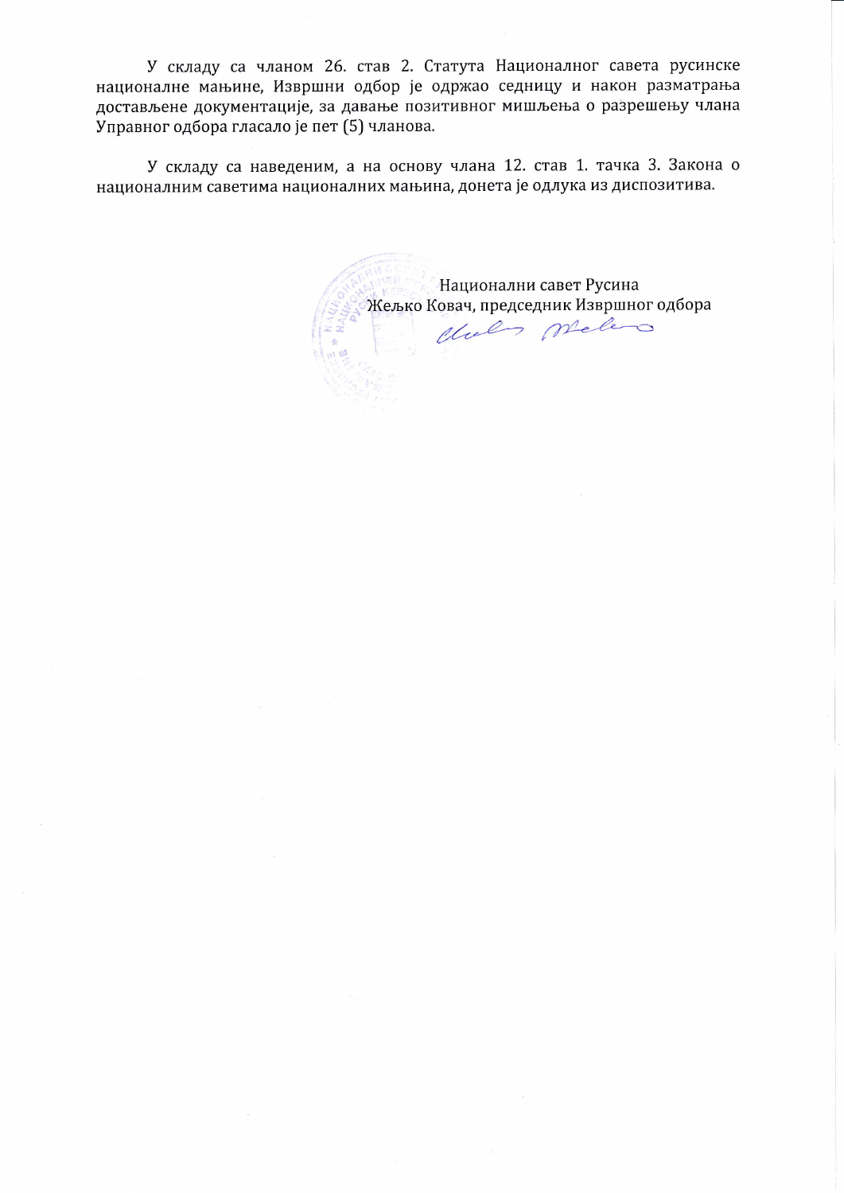У складу са чланом 26. став 2. Статута Националног савета русинске националне мањине, Извршни одбор је одржао седницу и након разматрања достављене документације, за давање позитивног мишљења о разрешењу члана Управног одбора гласало је пет (5) чланова.

У складу са наведеним, а на основу члана 12. став 1. тачка 3. Закона о националним саветима националних мањина, донета је одлука из диспозитива.

Национални савет Русина
Жељко Ковач, председник Извршног одбора